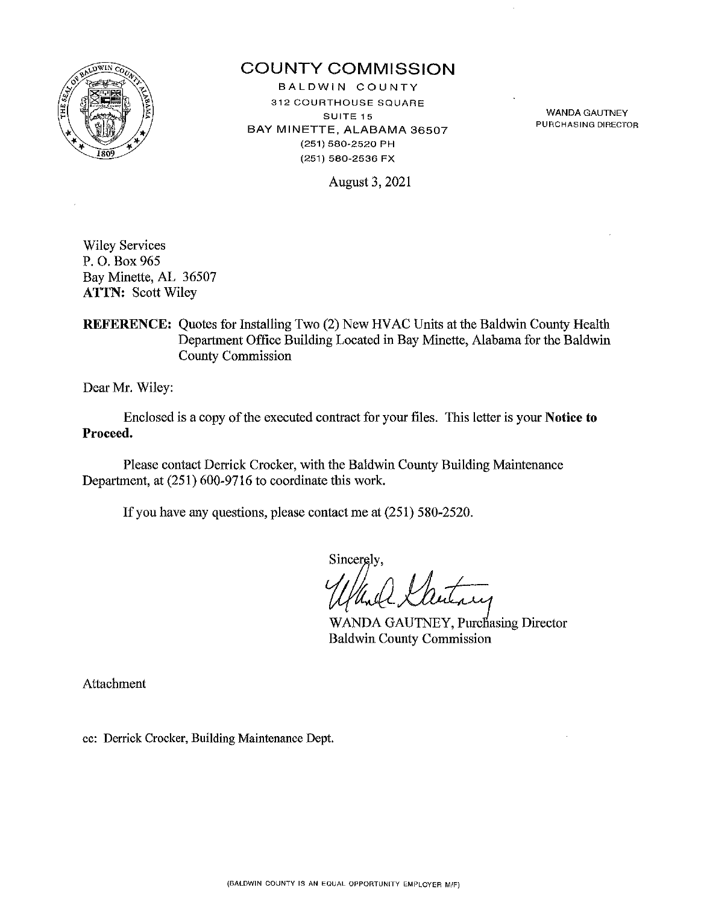# COUNTY COMMISSION

BALDWIN COUNTY
312 COURTHOUSE SQUARE
SUITE 15
BAY MINETTE, ALABAMA 36507
(251) 580-2520 PH
(251) 580-2536 FX

WANDA GAUTNEY
PURCHASING DIRECTOR

August 3, 2021

Wiley Services
P. O. Box 965
Bay Minette, AL 36507
**ATTN:** Scott Wiley

**REFERENCE:** Quotes for Installing Two (2) New HVAC Units at the Baldwin County Health Department Office Building Located in Bay Minette, Alabama for the Baldwin County Commission

Dear Mr. Wiley:

Enclosed is a copy of the executed contract for your files. This letter is your **Notice to Proceed.**

Please contact Derrick Crocker, with the Baldwin County Building Maintenance Department, at (251) 600-9716 to coordinate this work.

If you have any questions, please contact me at (251) 580-2520.

Sincerely,

WANDA GAUTNEY, Purchasing Director
Baldwin County Commission

Attachment

cc: Derrick Crocker, Building Maintenance Dept.

(BALDWIN COUNTY IS AN EQUAL OPPORTUNITY EMPLOYER M/F)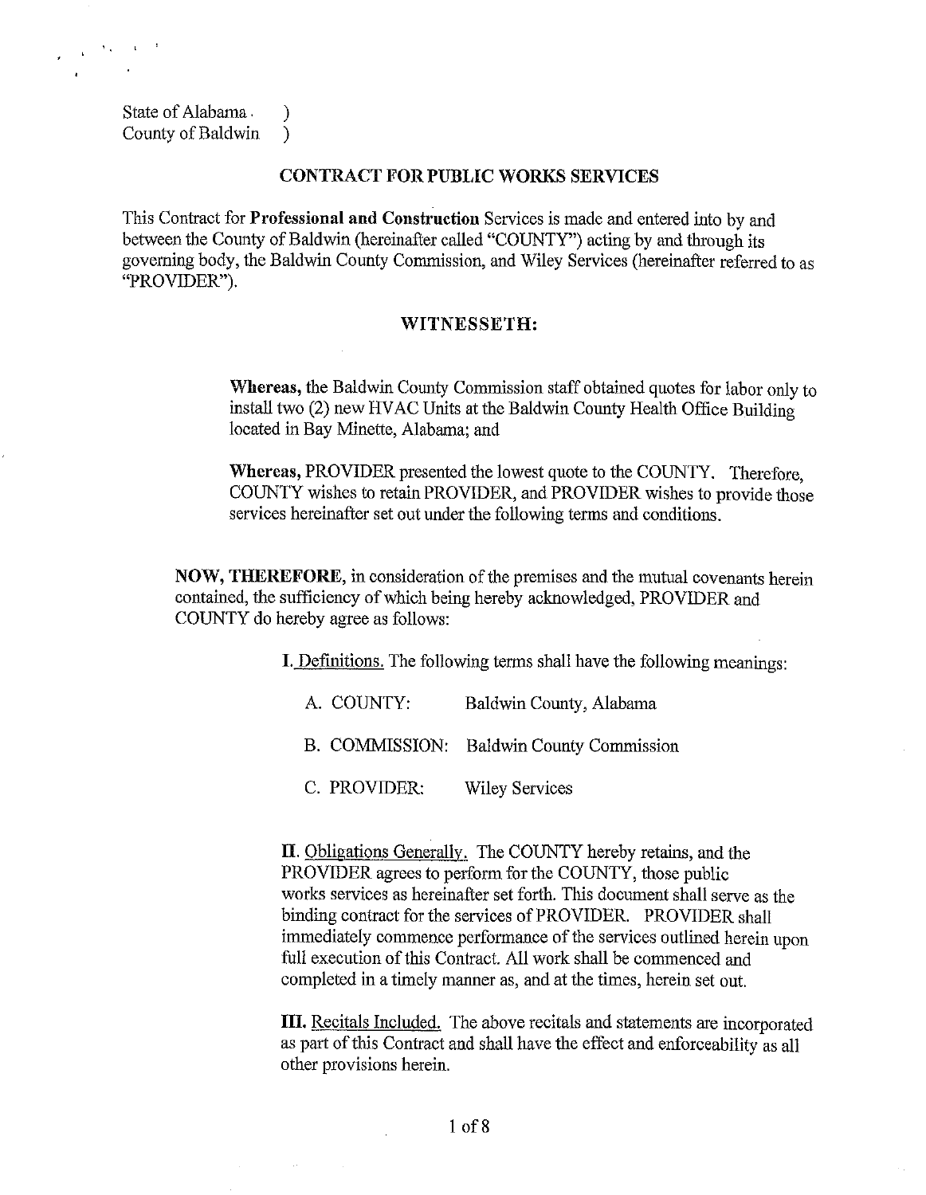State of Alabama )
County of Baldwin )

## CONTRACT FOR PUBLIC WORKS SERVICES

This Contract for **Professional and Construction** Services is made and entered into by and between the County of Baldwin (hereinafter called "COUNTY") acting by and through its governing body, the Baldwin County Commission, and Wiley Services (hereinafter referred to as "PROVIDER").

## WITNESSETH:

**Whereas,** the Baldwin County Commission staff obtained quotes for labor only to install two (2) new HVAC Units at the Baldwin County Health Office Building located in Bay Minette, Alabama; and

**Whereas,** PROVIDER presented the lowest quote to the COUNTY. Therefore, COUNTY wishes to retain PROVIDER, and PROVIDER wishes to provide those services hereinafter set out under the following terms and conditions.

**NOW, THEREFORE,** in consideration of the premises and the mutual covenants herein contained, the sufficiency of which being hereby acknowledged, PROVIDER and COUNTY do hereby agree as follows:

**I.** Definitions. The following terms shall have the following meanings:

A. COUNTY: Baldwin County, Alabama

B. COMMISSION: Baldwin County Commission

C. PROVIDER: Wiley Services

**II.** Obligations Generally. The COUNTY hereby retains, and the PROVIDER agrees to perform for the COUNTY, those public works services as hereinafter set forth. This document shall serve as the binding contract for the services of PROVIDER. PROVIDER shall immediately commence performance of the services outlined herein upon full execution of this Contract. All work shall be commenced and completed in a timely manner as, and at the times, herein set out.

**III.** Recitals Included. The above recitals and statements are incorporated as part of this Contract and shall have the effect and enforceability as all other provisions herein.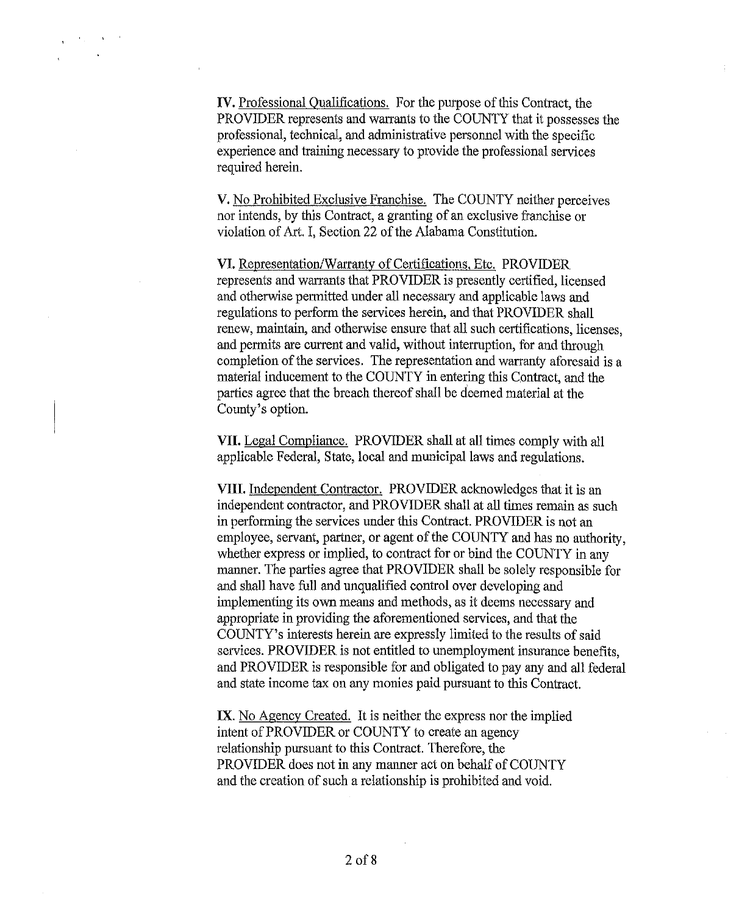**IV.** Professional Qualifications. For the purpose of this Contract, the PROVIDER represents and warrants to the COUNTY that it possesses the professional, technical, and administrative personnel with the specific experience and training necessary to provide the professional services required herein.

**V.** No Prohibited Exclusive Franchise. The COUNTY neither perceives nor intends, by this Contract, a granting of an exclusive franchise or violation of Art. I, Section 22 of the Alabama Constitution.

**VI.** Representation/Warranty of Certifications, Etc. PROVIDER represents and warrants that PROVIDER is presently certified, licensed and otherwise permitted under all necessary and applicable laws and regulations to perform the services herein, and that PROVIDER shall renew, maintain, and otherwise ensure that all such certifications, licenses, and permits are current and valid, without interruption, for and through completion of the services. The representation and warranty aforesaid is a material inducement to the COUNTY in entering this Contract, and the parties agree that the breach thereof shall be deemed material at the County's option.

**VII.** Legal Compliance. PROVIDER shall at all times comply with all applicable Federal, State, local and municipal laws and regulations.

**VIII.** Independent Contractor. PROVIDER acknowledges that it is an independent contractor, and PROVIDER shall at all times remain as such in performing the services under this Contract. PROVIDER is not an employee, servant, partner, or agent of the COUNTY and has no authority, whether express or implied, to contract for or bind the COUNTY in any manner. The parties agree that PROVIDER shall be solely responsible for and shall have full and unqualified control over developing and implementing its own means and methods, as it deems necessary and appropriate in providing the aforementioned services, and that the COUNTY's interests herein are expressly limited to the results of said services. PROVIDER is not entitled to unemployment insurance benefits, and PROVIDER is responsible for and obligated to pay any and all federal and state income tax on any monies paid pursuant to this Contract.

**IX.** No Agency Created. It is neither the express nor the implied intent of PROVIDER or COUNTY to create an agency relationship pursuant to this Contract. Therefore, the PROVIDER does not in any manner act on behalf of COUNTY and the creation of such a relationship is prohibited and void.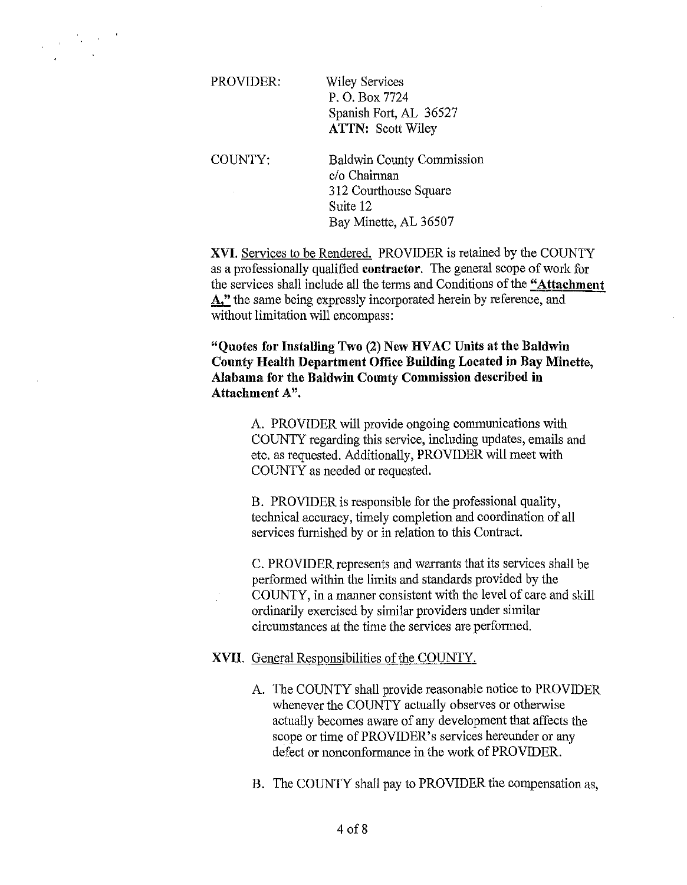PROVIDER: Wiley Services
P. O. Box 7724
Spanish Fort, AL 36527
**ATTN:** Scott Wiley

COUNTY: Baldwin County Commission
c/o Chairman
312 Courthouse Square
Suite 12
Bay Minette, AL 36507

**XVI.** Services to be Rendered. PROVIDER is retained by the COUNTY as a professionally qualified **contractor**. The general scope of work for the services shall include all the terms and Conditions of the **"Attachment A,"** the same being expressly incorporated herein by reference, and without limitation will encompass:

**"Quotes for Installing Two (2) New HVAC Units at the Baldwin County Health Department Office Building Located in Bay Minette, Alabama for the Baldwin County Commission described in Attachment A".**

A. PROVIDER will provide ongoing communications with COUNTY regarding this service, including updates, emails and etc. as requested. Additionally, PROVIDER will meet with COUNTY as needed or requested.

B. PROVIDER is responsible for the professional quality, technical accuracy, timely completion and coordination of all services furnished by or in relation to this Contract.

C. PROVIDER represents and warrants that its services shall be performed within the limits and standards provided by the COUNTY, in a manner consistent with the level of care and skill ordinarily exercised by similar providers under similar circumstances at the time the services are performed.

**XVII.** General Responsibilities of the COUNTY.

A. The COUNTY shall provide reasonable notice to PROVIDER whenever the COUNTY actually observes or otherwise actually becomes aware of any development that affects the scope or time of PROVIDER's services hereunder or any defect or nonconformance in the work of PROVIDER.

B. The COUNTY shall pay to PROVIDER the compensation as,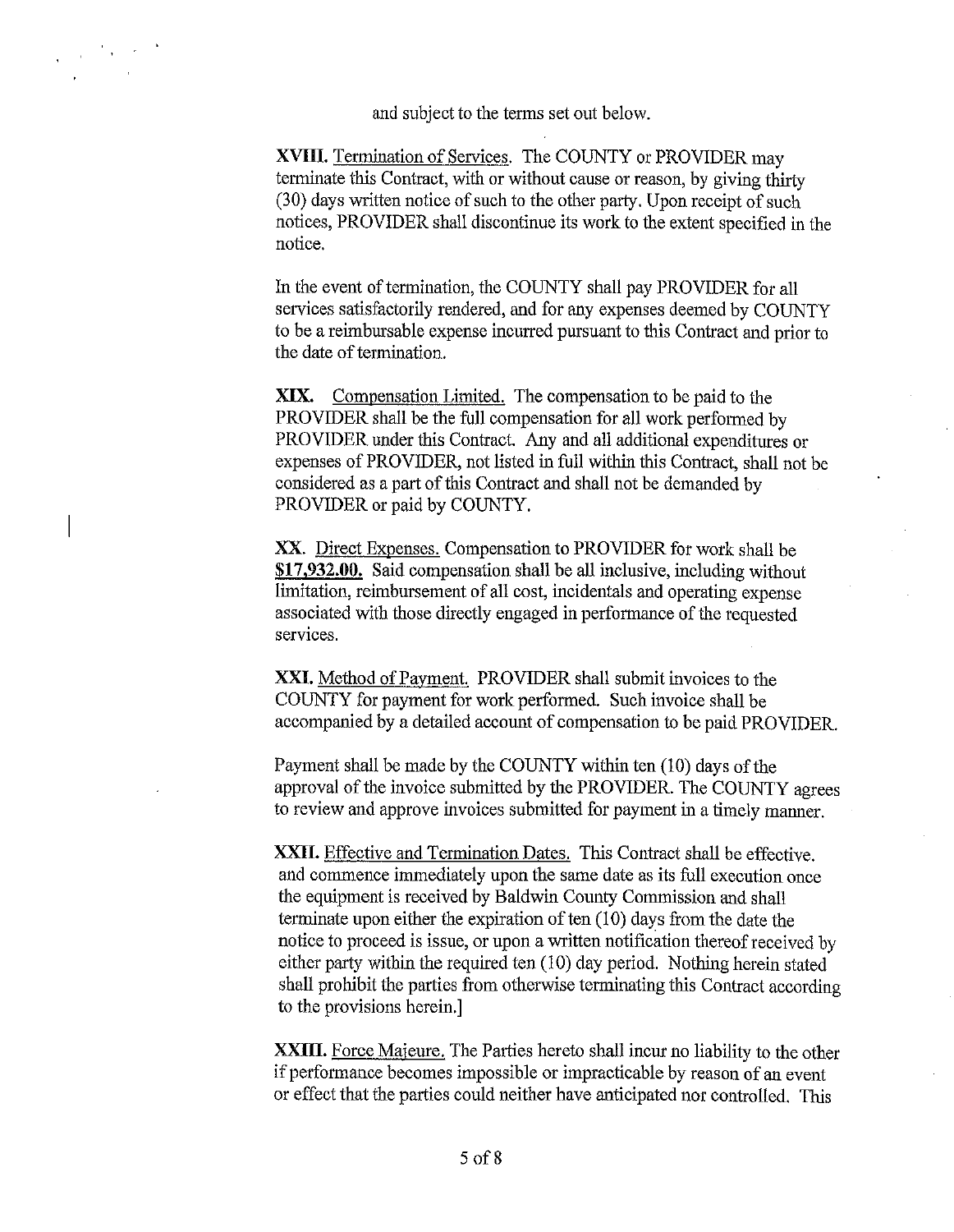and subject to the terms set out below.

**XVIII.** Termination of Services. The COUNTY or PROVIDER may terminate this Contract, with or without cause or reason, by giving thirty (30) days written notice of such to the other party. Upon receipt of such notices, PROVIDER shall discontinue its work to the extent specified in the notice.

In the event of termination, the COUNTY shall pay PROVIDER for all services satisfactorily rendered, and for any expenses deemed by COUNTY to be a reimbursable expense incurred pursuant to this Contract and prior to the date of termination.

**XIX.** Compensation Limited. The compensation to be paid to the PROVIDER shall be the full compensation for all work performed by PROVIDER under this Contract. Any and all additional expenditures or expenses of PROVIDER, not listed in full within this Contract, shall not be considered as a part of this Contract and shall not be demanded by PROVIDER or paid by COUNTY.

**XX.** Direct Expenses. Compensation to PROVIDER for work shall be **$17,932.00.** Said compensation shall be all inclusive, including without limitation, reimbursement of all cost, incidentals and operating expense associated with those directly engaged in performance of the requested services.

**XXI.** Method of Payment. PROVIDER shall submit invoices to the COUNTY for payment for work performed. Such invoice shall be accompanied by a detailed account of compensation to be paid PROVIDER.

Payment shall be made by the COUNTY within ten (10) days of the approval of the invoice submitted by the PROVIDER. The COUNTY agrees to review and approve invoices submitted for payment in a timely manner.

**XXII.** Effective and Termination Dates. This Contract shall be effective. and commence immediately upon the same date as its full execution once the equipment is received by Baldwin County Commission and shall terminate upon either the expiration of ten (10) days from the date the notice to proceed is issue, or upon a written notification thereof received by either party within the required ten (10) day period. Nothing herein stated shall prohibit the parties from otherwise terminating this Contract according to the provisions herein.]

**XXIII.** Force Majeure. The Parties hereto shall incur no liability to the other if performance becomes impossible or impracticable by reason of an event or effect that the parties could neither have anticipated nor controlled. This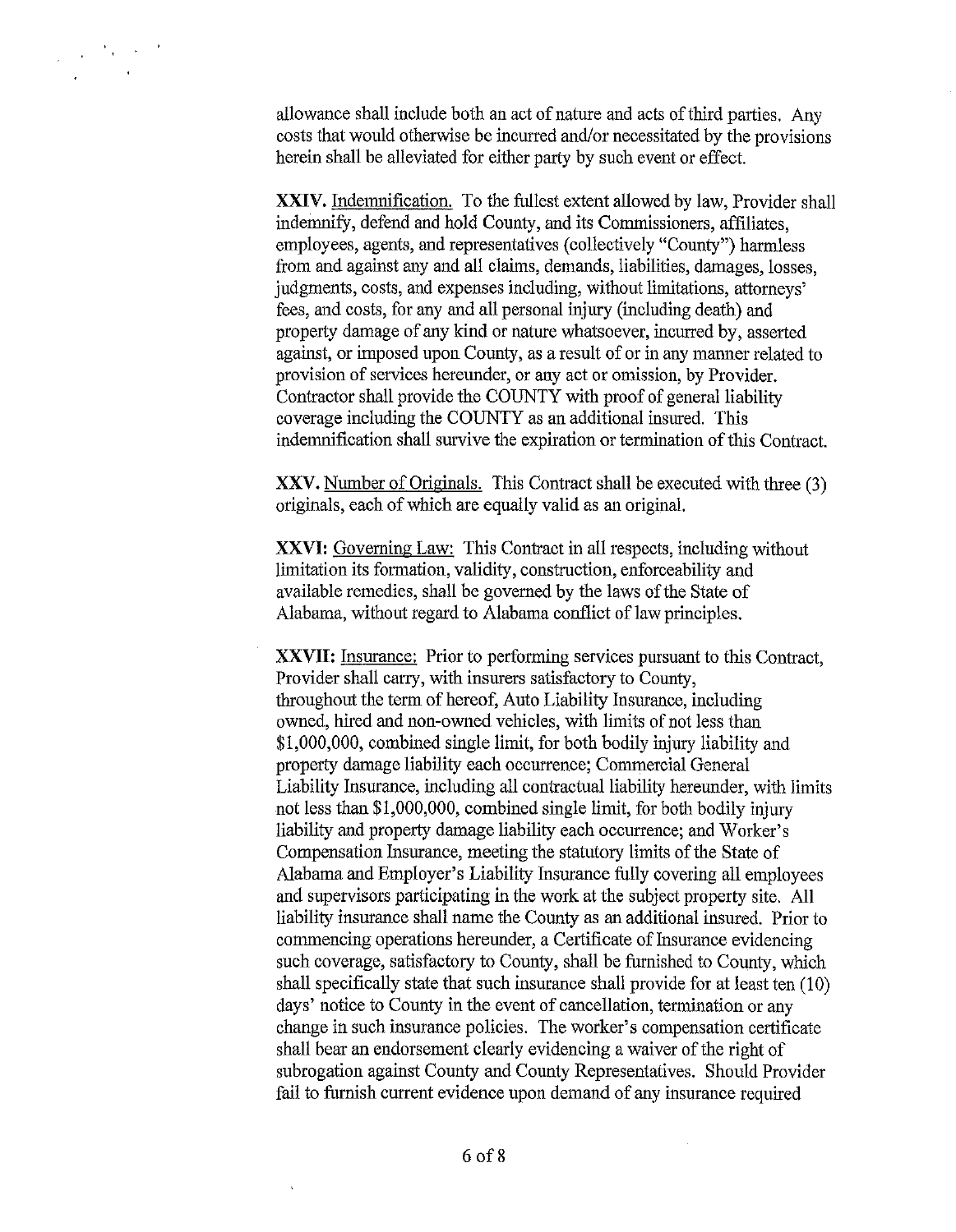allowance shall include both an act of nature and acts of third parties. Any costs that would otherwise be incurred and/or necessitated by the provisions herein shall be alleviated for either party by such event or effect.

**XXIV.** Indemnification. To the fullest extent allowed by law, Provider shall indemnify, defend and hold County, and its Commissioners, affiliates, employees, agents, and representatives (collectively "County") harmless from and against any and all claims, demands, liabilities, damages, losses, judgments, costs, and expenses including, without limitations, attorneys' fees, and costs, for any and all personal injury (including death) and property damage of any kind or nature whatsoever, incurred by, asserted against, or imposed upon County, as a result of or in any manner related to provision of services hereunder, or any act or omission, by Provider. Contractor shall provide the COUNTY with proof of general liability coverage including the COUNTY as an additional insured. This indemnification shall survive the expiration or termination of this Contract.

**XXV.** Number of Originals. This Contract shall be executed with three (3) originals, each of which are equally valid as an original.

**XXVI:** Governing Law: This Contract in all respects, including without limitation its formation, validity, construction, enforceability and available remedies, shall be governed by the laws of the State of Alabama, without regard to Alabama conflict of law principles.

**XXVII:** Insurance: Prior to performing services pursuant to this Contract, Provider shall carry, with insurers satisfactory to County, throughout the term of hereof, Auto Liability Insurance, including owned, hired and non-owned vehicles, with limits of not less than $1,000,000, combined single limit, for both bodily injury liability and property damage liability each occurrence; Commercial General Liability Insurance, including all contractual liability hereunder, with limits not less than $1,000,000, combined single limit, for both bodily injury liability and property damage liability each occurrence; and Worker's Compensation Insurance, meeting the statutory limits of the State of Alabama and Employer's Liability Insurance fully covering all employees and supervisors participating in the work at the subject property site. All liability insurance shall name the County as an additional insured. Prior to commencing operations hereunder, a Certificate of Insurance evidencing such coverage, satisfactory to County, shall be furnished to County, which shall specifically state that such insurance shall provide for at least ten (10) days' notice to County in the event of cancellation, termination or any change in such insurance policies. The worker's compensation certificate shall bear an endorsement clearly evidencing a waiver of the right of subrogation against County and County Representatives. Should Provider fail to furnish current evidence upon demand of any insurance required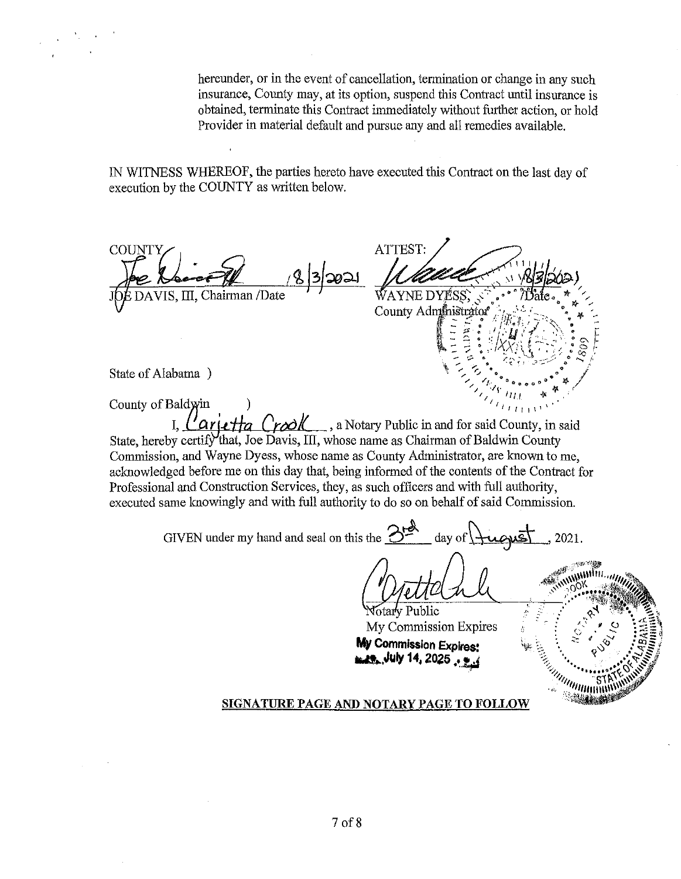hereunder, or in the event of cancellation, termination or change in any such insurance, County may, at its option, suspend this Contract until insurance is obtained, terminate this Contract immediately without further action, or hold Provider in material default and pursue any and all remedies available.

IN WITNESS WHEREOF, the parties hereto have executed this Contract on the last day of execution by the COUNTY as written below.

COUNTY 8/3/2021
JOE DAVIS, III, Chairman /Date

ATTEST: 8/3/2021
WAYNE DYESS, /Date
County Administrator

State of Alabama )

County of Baldwin )

I, Carletta Crook, a Notary Public in and for said County, in said State, hereby certify that, Joe Davis, III, whose name as Chairman of Baldwin County Commission, and Wayne Dyess, whose name as County Administrator, are known to me, acknowledged before me on this day that, being informed of the contents of the Contract for Professional and Construction Services, they, as such officers and with full authority, executed same knowingly and with full authority to do so on behalf of said Commission.

GIVEN under my hand and seal on this the 3rd day of August, 2021.

Notary Public
My Commission Expires
**My Commission Expires: July 14, 2025**

**SIGNATURE PAGE AND NOTARY PAGE TO FOLLOW**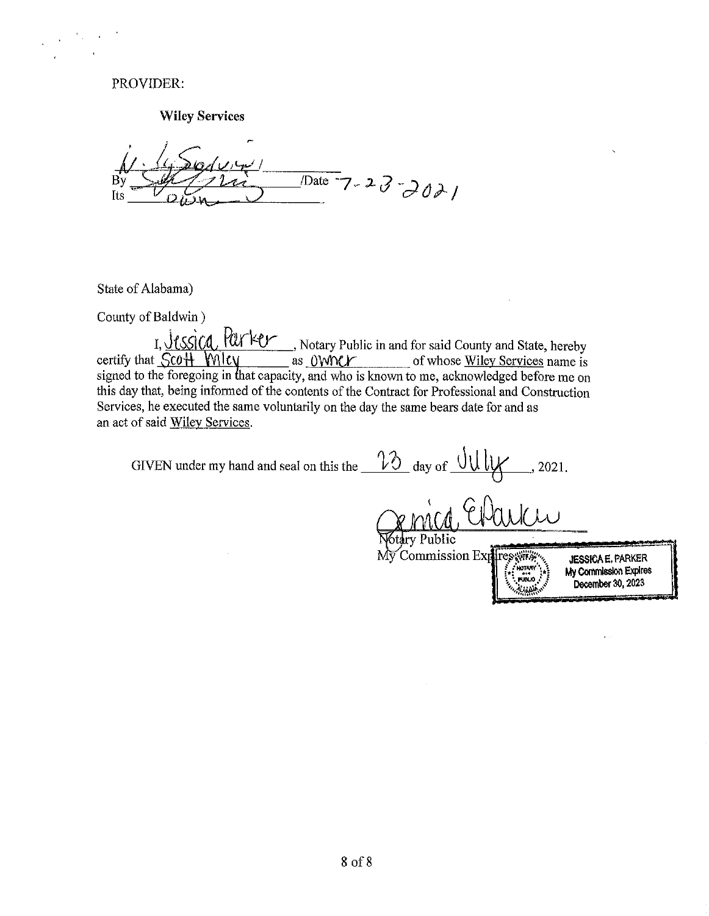PROVIDER:

**Wiley Services**

By _______________ /Date 7-23-2021

Its Own

State of Alabama)

County of Baldwin )

I, Jessica Parker, Notary Public in and for said County and State, hereby certify that Scott Wiley as Owner of whose Wiley Services name is signed to the foregoing in that capacity, and who is known to me, acknowledged before me on this day that, being informed of the contents of the Contract for Professional and Construction Services, he executed the same voluntarily on the day the same bears date for and as an act of said Wiley Services.

GIVEN under my hand and seal on this the 23 day of July, 2021.

_______________

Notary Public

My Commission Expires

JESSICA E. PARKER
My Commission Expires
December 30, 2023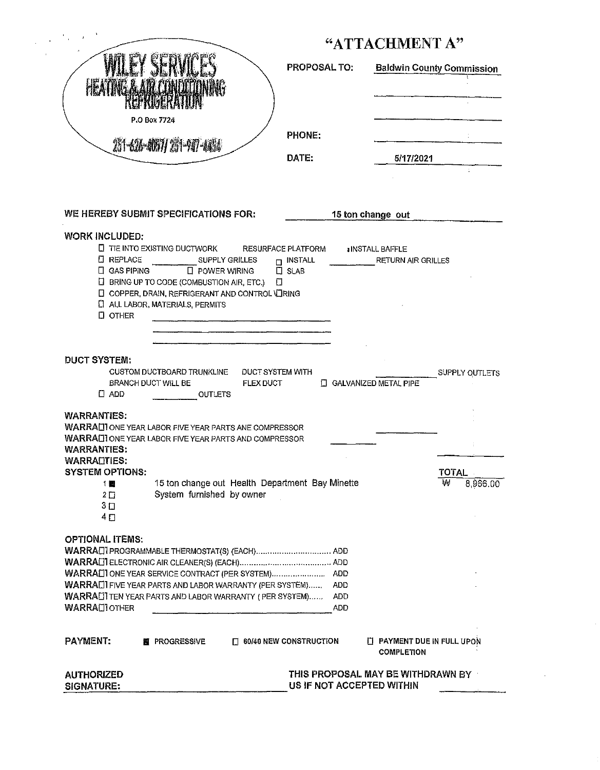# "ATTACHMENT A"

**WILEY SERVICES**
**HEATING & AIR CONDITIONING**
**REFRIGERATION**
P.O Box 7724
251-626-4057/ 251-947-4454

**PROPOSAL TO:** Baldwin County Commission

**PHONE:**

**DATE:** 5/17/2021

**WE HEREBY SUBMIT SPECIFICATIONS FOR:** 15 ton change out

**WORK INCLUDED:**

- ☐ TIE INTO EXISTING DUCTWORK   RESURFACE PLATFORM   INSTALL BAFFLE
- ☐ REPLACE ______ SUPPLY GRILLES   ☐ INSTALL ______ RETURN AIR GRILLES
- ☐ GAS PIPING   ☐ POWER WIRING   ☐ SLAB
- ☐ BRING UP TO CODE (COMBUSTION AIR, ETC.)   ☐
- ☐ COPPER, DRAIN, REFRIGERANT AND CONTROL WIRING
- ☐ ALL LABOR, MATERIALS, PERMITS
- ☐ OTHER ______

**DUCT SYSTEM:**

CUSTOM DUCTBOARD TRUNKLINE   DUCT SYSTEM WITH ______ SUPPLY OUTLETS
BRANCH DUCT WILL BE   FLEX DUCT   ☐ GALVANIZED METAL PIPE
☐ ADD ______ OUTLETS

**WARRANTIES:**

WARRA☐ ONE YEAR LABOR FIVE YEAR PARTS ANE COMPRESSOR
WARRA☐ ONE YEAR LABOR FIVE YEAR PARTS AND COMPRESSOR
**WARRANTIES:**
**WARRA☐TIES:**

**SYSTEM OPTIONS:**

| | | TOTAL |
|---|---|---|
| 1 ■ | 15 ton change out Health Department Bay Minette | ₩ 8,966.00 |
| 2 ☐ | System furnished by owner | |
| 3 ☐ | | |
| 4 ☐ | | |

**OPTIONAL ITEMS:**

- WARRA☐ PROGRAMMABLE THERMOSTAT(S) (EACH)................................ ADD
- WARRA☐ ELECTRONIC AIR CLEANER(S) (EACH)........................................ ADD
- WARRA☐ ONE YEAR SERVICE CONTRACT (PER SYSTEM)........................ ADD
- WARRA☐ FIVE YEAR PARTS AND LABOR WARRANTY (PER SYSTEM)...... ADD
- WARRA☐ TEN YEAR PARTS AND LABOR WARRANTY ( PER SYSTEM)...... ADD
- WARRA☐ OTHER ______ ADD

**PAYMENT:** ■ PROGRESSIVE   ☐ 60/40 NEW CONSTRUCTION   ☐ PAYMENT DUE IN FULL UPON COMPLETION

**AUTHORIZED SIGNATURE:** ______

THIS PROPOSAL MAY BE WITHDRAWN BY US IF NOT ACCEPTED WITHIN ______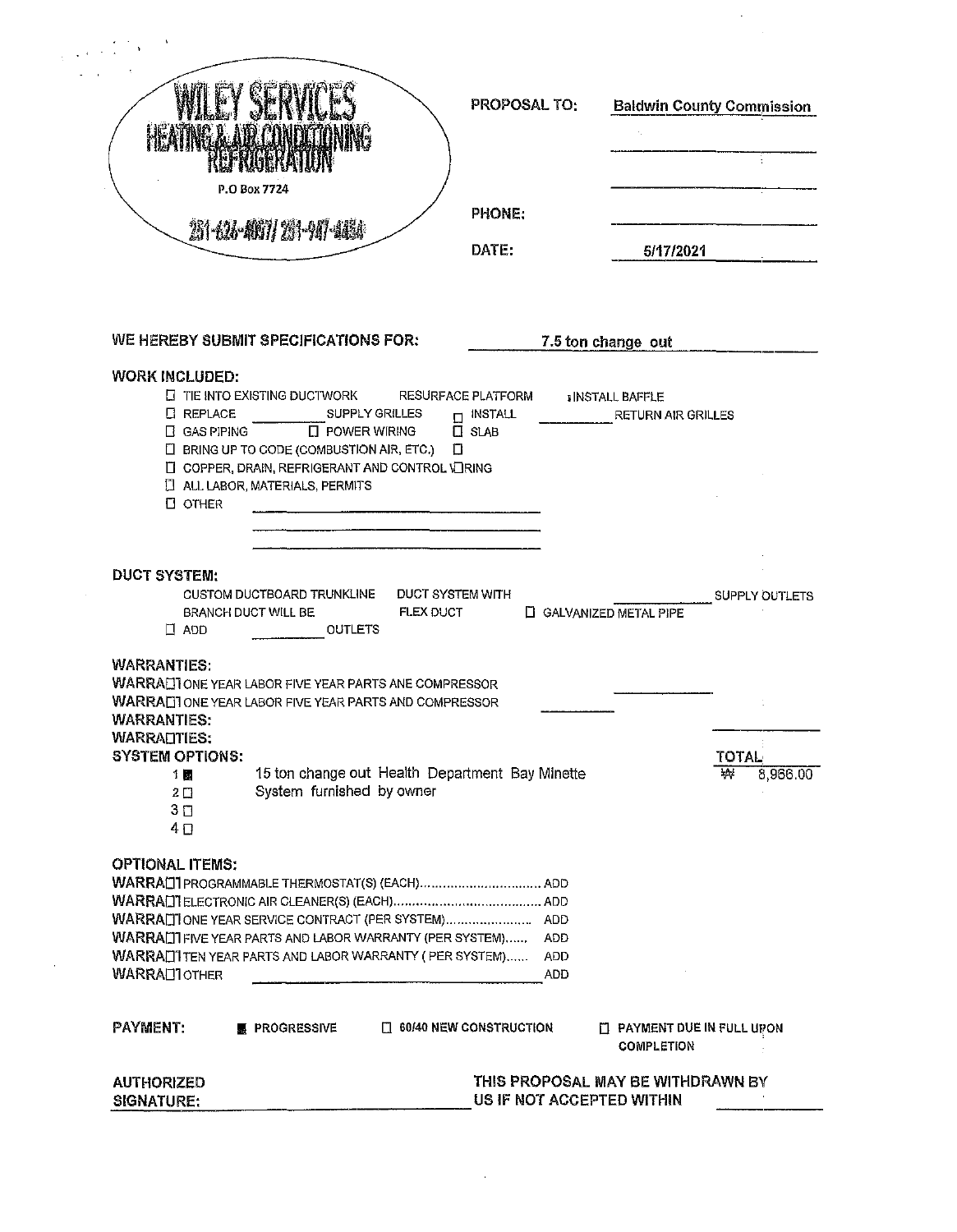**WILEY SERVICES**
**HEATING & AIR CONDITIONING**
**REFRIGERATION**
P.O Box 7724
251-626-4067/ 251-947-4454

**PROPOSAL TO:** Baldwin County Commission

**PHONE:**

**DATE:** 5/17/2021

**WE HEREBY SUBMIT SPECIFICATIONS FOR:** 7.5 ton change out

**WORK INCLUDED:**

- ☐ TIE INTO EXISTING DUCTWORK RESURFACE PLATFORM INSTALL BAFFLE
- ☐ REPLACE ______ SUPPLY GRILLES ☐ INSTALL ______ RETURN AIR GRILLES
- ☐ GAS PIPING ☐ POWER WIRING ☐ SLAB
- ☐ BRING UP TO CODE (COMBUSTION AIR, ETC.) ☐
- ☐ COPPER, DRAIN, REFRIGERANT AND CONTROL W☐RING
- ☐ ALL LABOR, MATERIALS, PERMITS
- ☐ OTHER ______

**DUCT SYSTEM:**

CUSTOM DUCTBOARD TRUNKLINE DUCT SYSTEM WITH ______ SUPPLY OUTLETS
BRANCH DUCT WILL BE FLEX DUCT ☐ GALVANIZED METAL PIPE
☐ ADD ______ OUTLETS

**WARRANTIES:**

WARRA☐ ONE YEAR LABOR FIVE YEAR PARTS ANE COMPRESSOR ______
WARRA☐ ONE YEAR LABOR FIVE YEAR PARTS AND COMPRESSOR ______
**WARRANTIES:**
**WARRA☐TIES:**

**SYSTEM OPTIONS:**

| | | TOTAL |
|---|---|---|
| 1 ■ | 15 ton change out Health Department Bay Minette | ₩ 8,966.00 |
| 2 ☐ | System furnished by owner | |
| 3 ☐ | | |
| 4 ☐ | | |

**OPTIONAL ITEMS:**

WARRA☐ PROGRAMMABLE THERMOSTAT(S) (EACH)................................ ADD
WARRA☐ ELECTRONIC AIR CLEANER(S) (EACH)........................................ ADD
WARRA☐ ONE YEAR SERVICE CONTRACT (PER SYSTEM)....................... ADD
WARRA☐ FIVE YEAR PARTS AND LABOR WARRANTY (PER SYSTEM)...... ADD
WARRA☐ TEN YEAR PARTS AND LABOR WARRANTY ( PER SYSTEM)...... ADD
WARRA☐ OTHER ______ ADD

**PAYMENT:** ■ PROGRESSIVE ☐ 60/40 NEW CONSTRUCTION ☐ PAYMENT DUE IN FULL UPON COMPLETION

**AUTHORIZED SIGNATURE:** ______

**THIS PROPOSAL MAY BE WITHDRAWN BY US IF NOT ACCEPTED WITHIN** ______